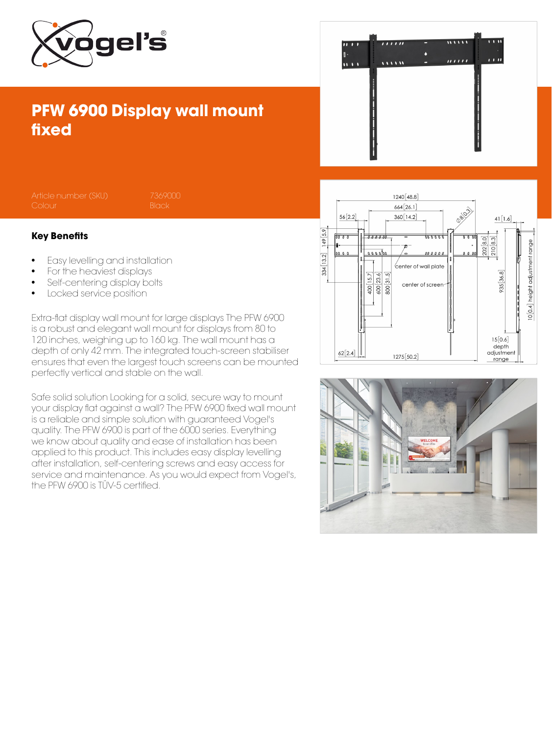# PFW 6900 Display wall mount fixed

| | |
|---|---|
| Article number (SKU) | 7369000 |
| Colour | Black |

### Key Benefits

- Easy levelling and installation
- For the heaviest displays
- Self-centering display bolts
- Locked service position

Extra-flat display wall mount for large displays The PFW 6900 is a robust and elegant wall mount for displays from 80 to 120 inches, weighing up to 160 kg. The wall mount has a depth of only 42 mm. The integrated touch-screen stabiliser ensures that even the largest touch screens can be mounted perfectly vertical and stable on the wall.

Safe solid solution Looking for a solid, secure way to mount your display flat against a wall? The PFW 6900 fixed wall mount is a reliable and simple solution with guaranteed Vogel's quality. The PFW 6900 is part of the 6000 series. Everything we know about quality and ease of installation has been applied to this product. This includes easy display levelling after installation, self-centering screws and easy access for service and maintenance. As you would expect from Vogel's, the PFW 6900 is TÜV-5 certified.

1240[48.8]
664[26.1]
56[2.2]
360[14.2]
Ø8[0.3]
41[1.6]
149[5.9]
334[13.2]
202[8.0]
210[8.3]
center of wall plate
center of screen
400[15.7]
600[23.6]
800[31.5]
935[36.8]
10[0.4] height adjustment range
15[0.6] depth adjustment range
62[2.4]
1275[50.2]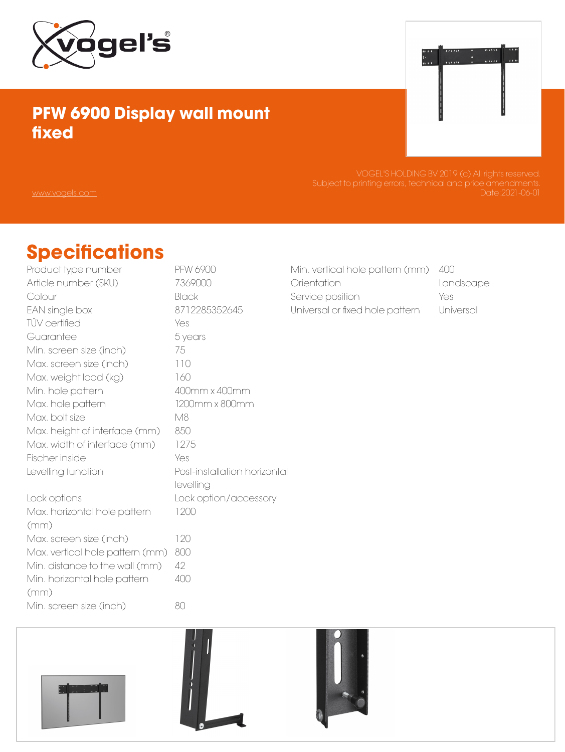# PFW 6900 Display wall mount fixed

www.vogels.com

VOGEL'S HOLDING BV 2019 (c) All rights reserved.
Subject to printing errors, technical and price amendments.
Date:2021-06-01

## Specifications

| | |
|---|---|
| Product type number | PFW 6900 |
| Article number (SKU) | 7369000 |
| Colour | Black |
| EAN single box | 8712285352645 |
| TÜV certified | Yes |
| Guarantee | 5 years |
| Min. screen size (inch) | 75 |
| Max. screen size (inch) | 110 |
| Max. weight load (kg) | 160 |
| Min. hole pattern | 400mm x 400mm |
| Max. hole pattern | 1200mm x 800mm |
| Max. bolt size | M8 |
| Max. height of interface (mm) | 850 |
| Max. width of interface (mm) | 1275 |
| Fischer inside | Yes |
| Levelling function | Post-installation horizontal levelling |
| Lock options | Lock option/accessory |
| Max. horizontal hole pattern (mm) | 1200 |
| Max. screen size (inch) | 120 |
| Max. vertical hole pattern (mm) | 800 |
| Min. distance to the wall (mm) | 42 |
| Min. horizontal hole pattern (mm) | 400 |
| Min. screen size (inch) | 80 |
| Min. vertical hole pattern (mm) | 400 |
| Orientation | Landscape |
| Service position | Yes |
| Universal or fixed hole pattern | Universal |